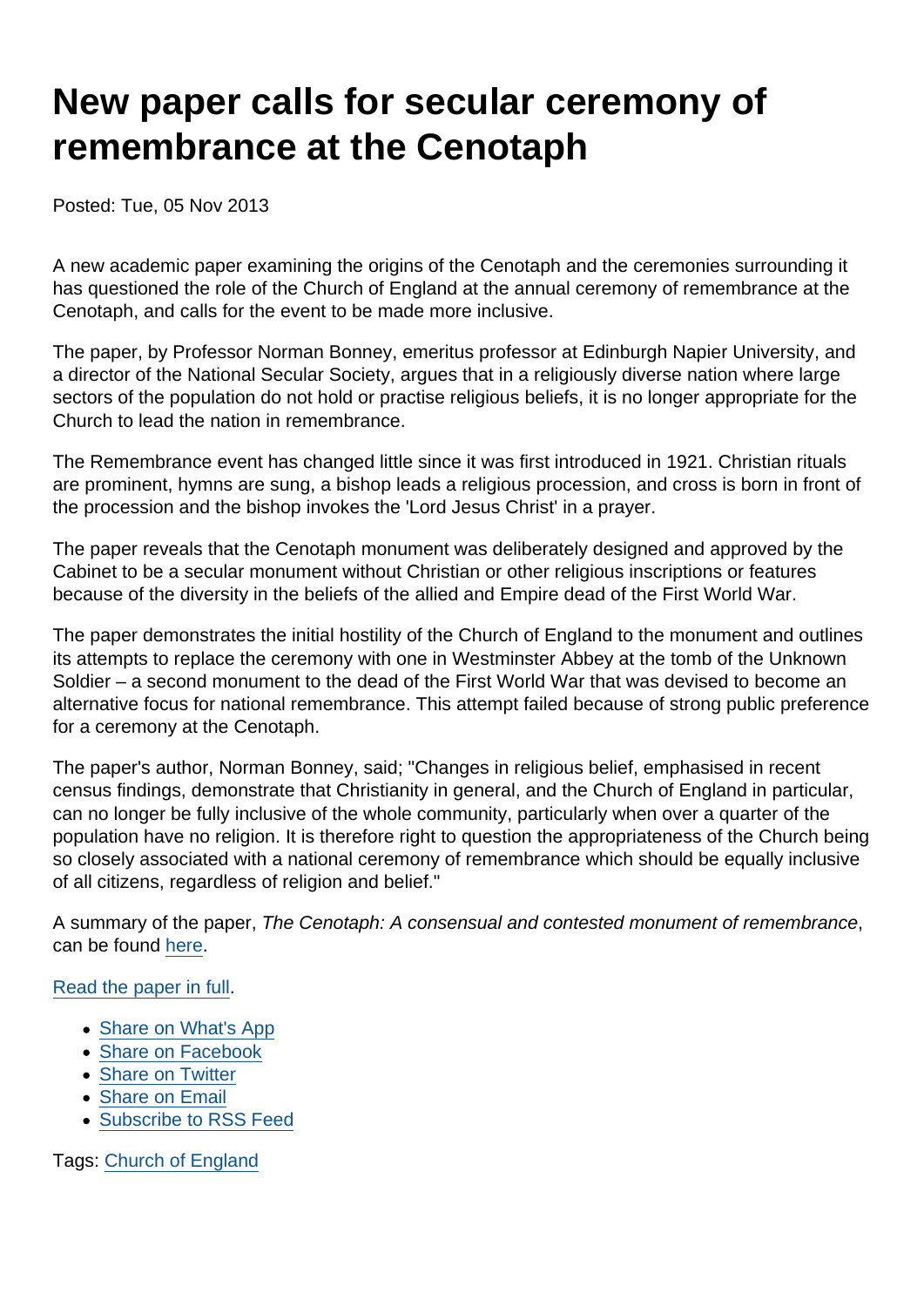# New paper calls for secular ceremony of remembrance at the Cenotaph

Posted: Tue, 05 Nov 2013

A new academic paper examining the origins of the Cenotaph and the ceremonies surrounding it has questioned the role of the Church of England at the annual ceremony of remembrance at the Cenotaph, and calls for the event to be made more inclusive.

The paper, by Professor Norman Bonney, emeritus professor at Edinburgh Napier University, and a director of the National Secular Society, argues that in a religiously diverse nation where large sectors of the population do not hold or practise religious beliefs, it is no longer appropriate for the Church to lead the nation in remembrance.

The Remembrance event has changed little since it was first introduced in 1921. Christian rituals are prominent, hymns are sung, a bishop leads a religious procession, and cross is born in front of the procession and the bishop invokes the 'Lord Jesus Christ' in a prayer.

The paper reveals that the Cenotaph monument was deliberately designed and approved by the Cabinet to be a secular monument without Christian or other religious inscriptions or features because of the diversity in the beliefs of the allied and Empire dead of the First World War.

The paper demonstrates the initial hostility of the Church of England to the monument and outlines its attempts to replace the ceremony with one in Westminster Abbey at the tomb of the Unknown Soldier – a second monument to the dead of the First World War that was devised to become an alternative focus for national remembrance. This attempt failed because of strong public preference for a ceremony at the Cenotaph.

The paper's author, Norman Bonney, said; "Changes in religious belief, emphasised in recent census findings, demonstrate that Christianity in general, and the Church of England in particular, can no longer be fully inclusive of the whole community, particularly when over a quarter of the population have no religion. It is therefore right to question the appropriateness of the Church being so closely associated with a national ceremony of remembrance which should be equally inclusive of all citizens, regardless of religion and belief."

A summary of the paper, *The Cenotaph: A consensual and contested monument of remembrance*, can be found here.

Read the paper in full.

- Share on What's App
- Share on Facebook
- Share on Twitter
- Share on Email
- Subscribe to RSS Feed

Tags: Church of England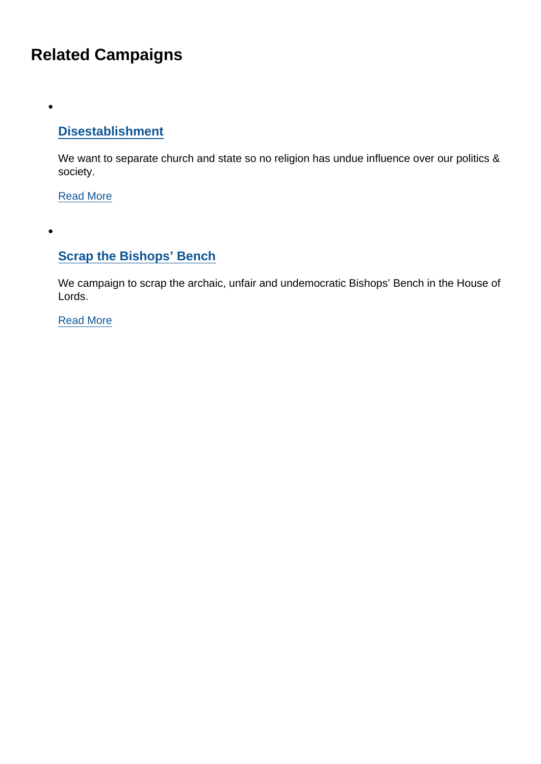## Related Campaigns

- ### Disestablishment

  We want to separate church and state so no religion has undue influence over our politics & society.

  Read More

- ### Scrap the Bishops' Bench

  We campaign to scrap the archaic, unfair and undemocratic Bishops' Bench in the House of Lords.

  Read More